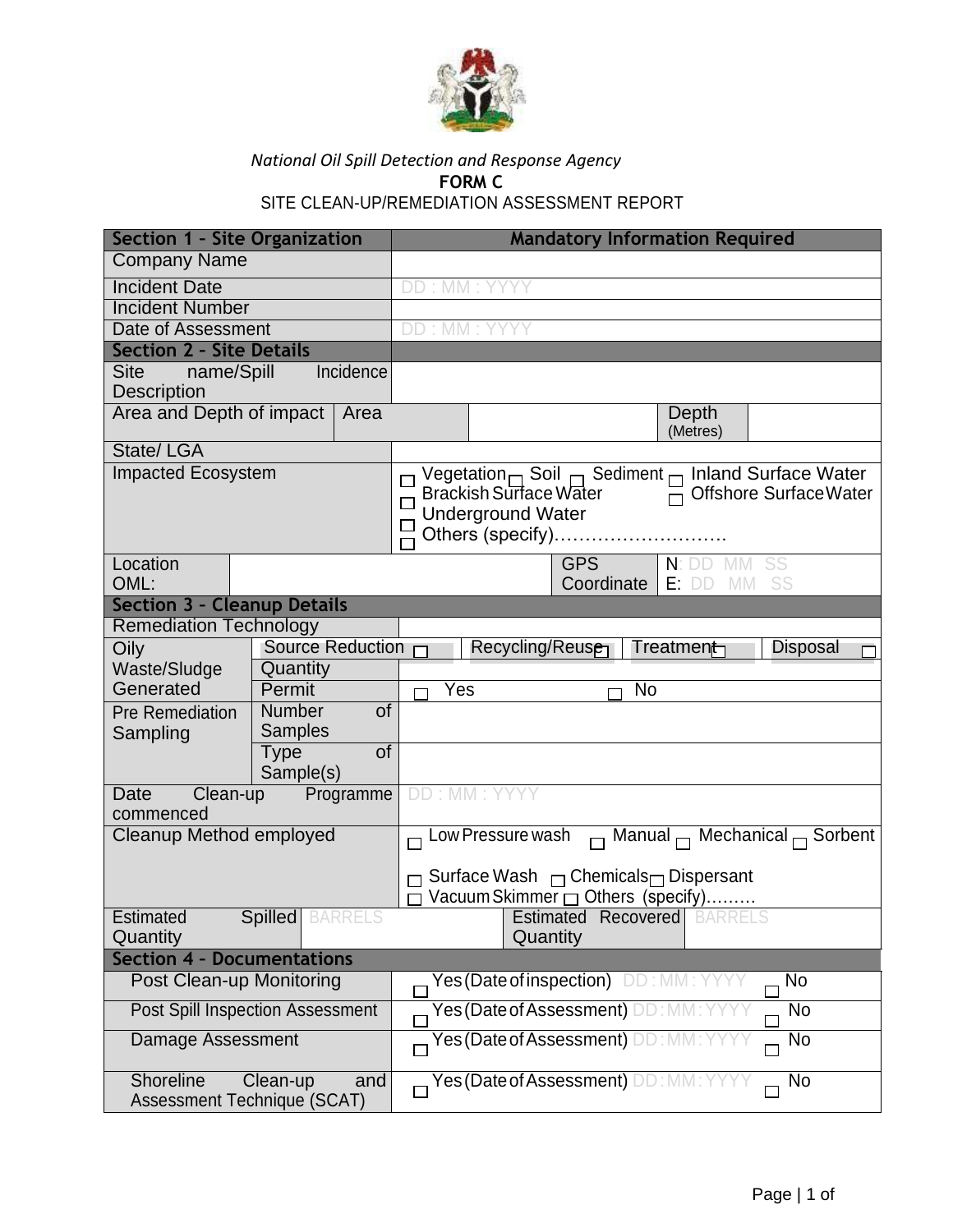*National Oil Spill Detection and Response Agency*

**FORM C**

SITE CLEAN-UP/REMEDIATION ASSESSMENT REPORT

| **Section 1 – Site Organization** | | **Mandatory Information Required** | | | |
|---|---|---|---|---|---|
| Company Name | | | | | |
| Incident Date | | DD : MM : YYYY | | | |
| Incident Number | | | | | |
| Date of Assessment | | DD : MM : YYYY | | | |
| **Section 2 – Site Details** | | | | | |
| Site name/Spill Incidence Description | | | | | |
| Area and Depth of impact | Area | | | Depth (Metres) | |
| State/ LGA | | | | | |
| Impacted Ecosystem | | ☐ Vegetation ☐ Soil ☐ Sediment ☐ Inland Surface Water ☐ Brackish Surface Water ☐ Offshore Surface Water ☐ Underground Water ☐ Others (specify)……………………… | | | |
| Location OML: | | | GPS Coordinate | N: DD MM SS E: DD MM SS | |
| **Section 3 – Cleanup Details** | | | | | |
| Remediation Technology | | | | | |
| Oily Waste/Sludge Generated | Source Reduction ☐ | Recycling/Reuse ☐ | Treatment ☐ | Disposal ☐ | |
| | Quantity | | | | |
| | Permit | ☐ Yes ☐ No | | | |
| Pre Remediation Sampling | Number of Samples | | | | |
| | Type of Sample(s) | | | | |
| Date Clean-up Programme commenced | | DD : MM : YYYY | | | |
| Cleanup Method employed | | ☐ Low Pressure wash ☐ Manual ☐ Mechanical ☐ Sorbent ☐ Surface Wash ☐ Chemicals ☐ Dispersant ☐ Vacuum Skimmer ☐ Others (specify)……… | | | |
| Estimated Spilled Quantity | | BARRELS | Estimated Recovered Quantity | BARRELS | |
| **Section 4 – Documentations** | | | | | |
| Post Clean-up Monitoring | | ☐ Yes (Date of inspection) DD : MM : YYYY ☐ No | | | |
| Post Spill Inspection Assessment | | ☐ Yes (Date of Assessment) DD : MM : YYYY ☐ No | | | |
| Damage Assessment | | ☐ Yes (Date of Assessment) DD : MM : YYYY ☐ No | | | |
| Shoreline Clean-up and Assessment Technique (SCAT) | | ☐ Yes (Date of Assessment) DD : MM : YYYY ☐ No | | | |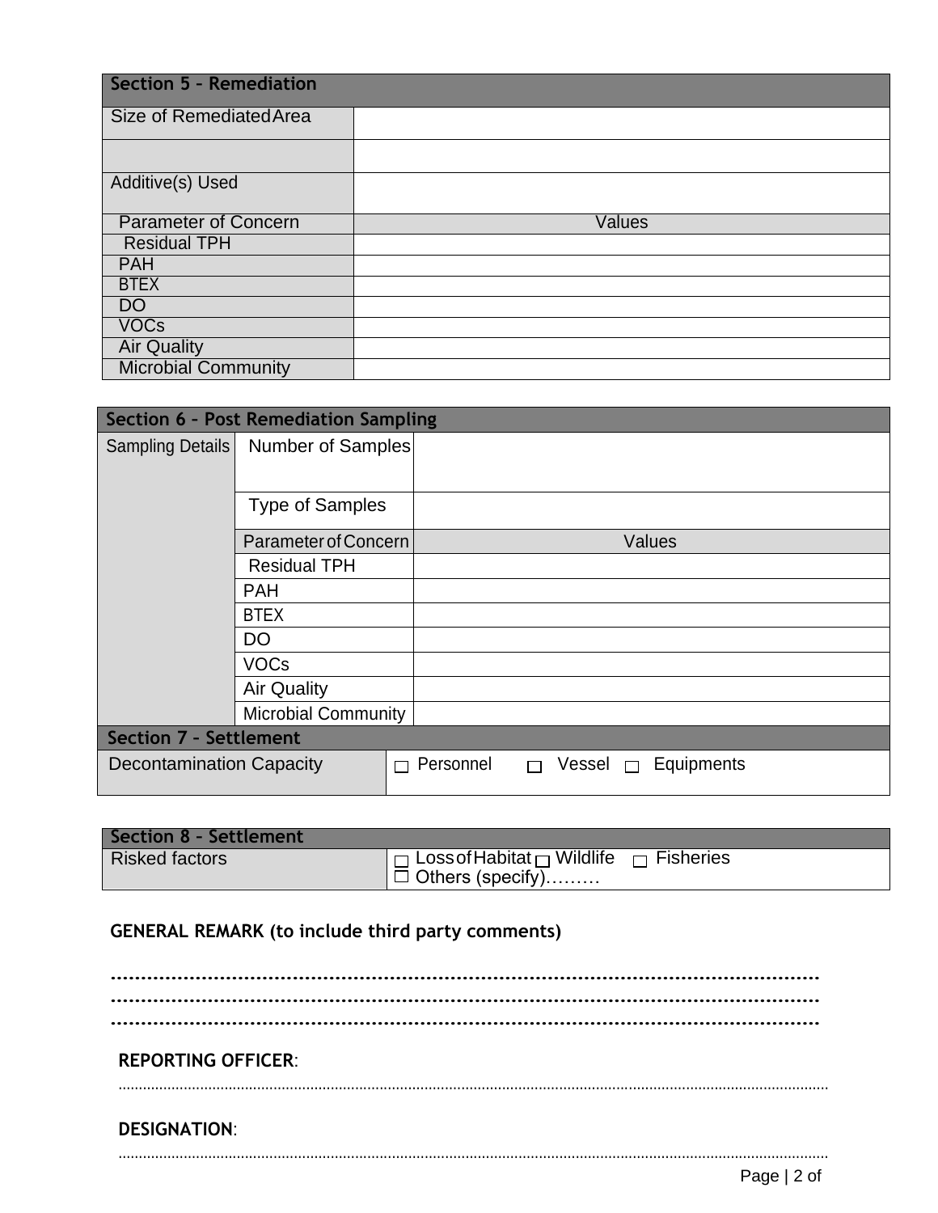| Section 5 – Remediation | |
|---|---|
| Size of Remediated Area | |
| | |
| Additive(s) Used | |
| Parameter of Concern | Values |
| Residual TPH | |
| PAH | |
| BTEX | |
| DO | |
| VOCs | |
| Air Quality | |
| Microbial Community | |

| Section 6 – Post Remediation Sampling | | |
|---|---|---|
| Sampling Details | Number of Samples | |
| | Type of Samples | |
| | Parameter of Concern | Values |
| | Residual TPH | |
| | PAH | |
| | BTEX | |
| | DO | |
| | VOCs | |
| | Air Quality | |
| | Microbial Community | |
| **Section 7 – Settlement** | | |
| Decontamination Capacity | ☐ Personnel ☐ Vessel ☐ Equipments | |

| Section 8 – Settlement | |
|---|---|
| Risked factors | ☐ Loss of Habitat ☐ Wildlife ☐ Fisheries ☐ Others (specify)……… |

**GENERAL REMARK (to include third party comments)**

……………………………………………………………………………………………………
……………………………………………………………………………………………………
……………………………………………………………………………………………………

**REPORTING OFFICER**:

……………………………………………………………………………………………………

**DESIGNATION**:

……………………………………………………………………………………………………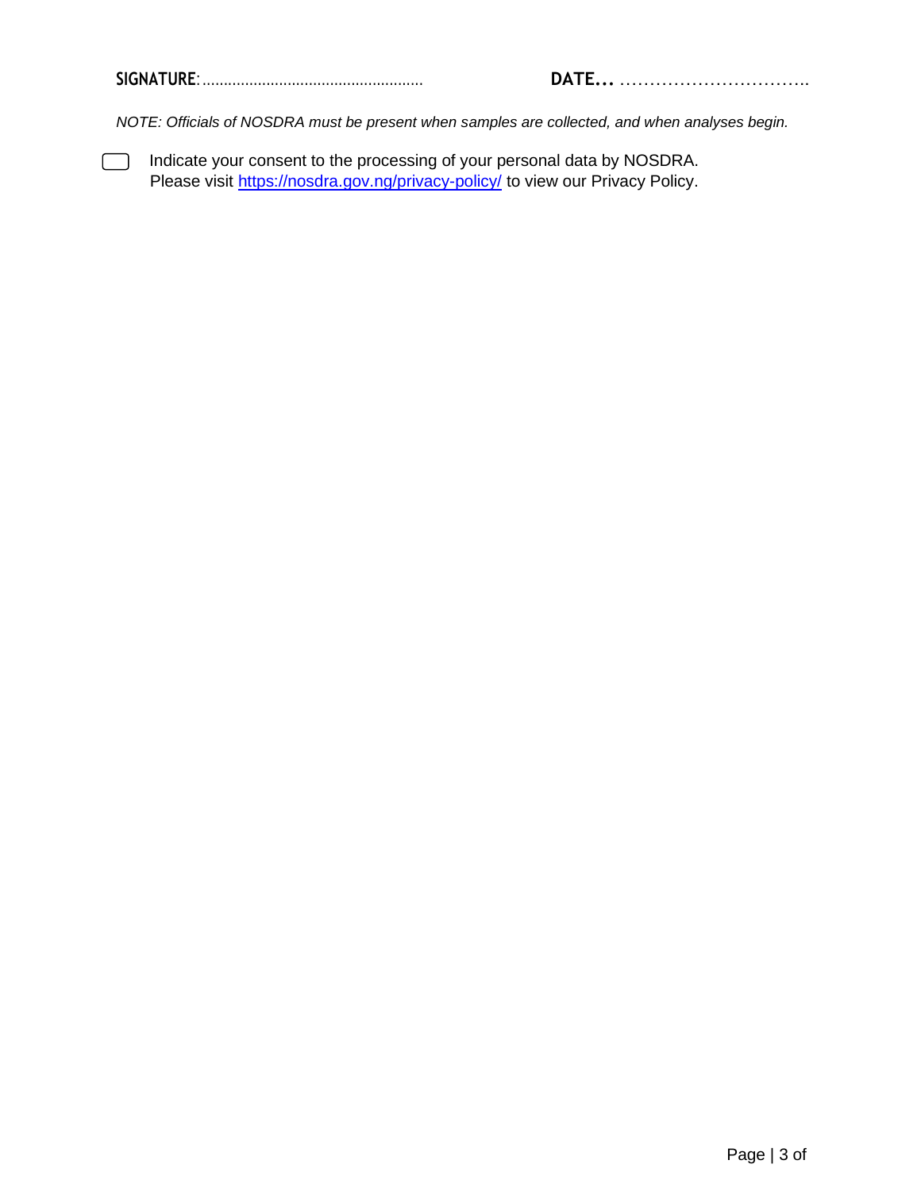**SIGNATURE**:.................................................... **DATE…** …………………………..

*NOTE: Officials of NOSDRA must be present when samples are collected, and when analyses begin.*

☐ Indicate your consent to the processing of your personal data by NOSDRA.
Please visit https://nosdra.gov.ng/privacy-policy/ to view our Privacy Policy.